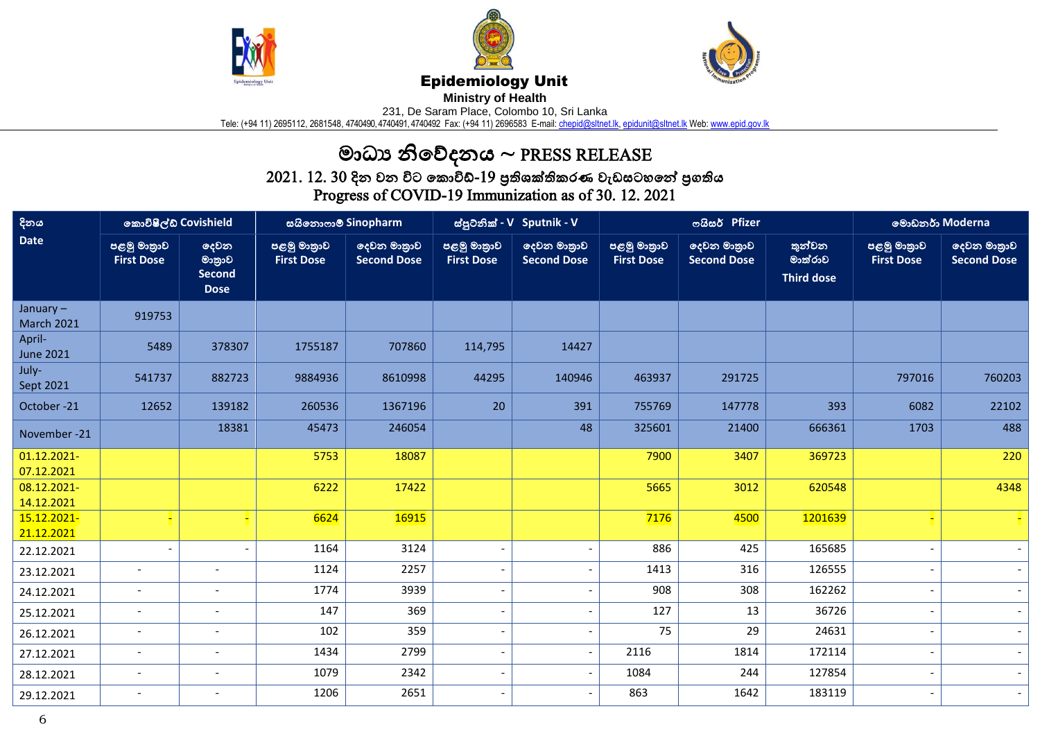**Epidemiology Unit**

**Ministry of Health**

231, De Saram Place, Colombo 10, Sri Lanka

Tele: (+94 11) 2695112, 2681548, 4740490, 4740491, 4740492 Fax: (+94 11) 2696583 E-mail: chepid@sltnet.lk, epidunit@sltnet.lk Web: www.epid.gov.lk

# මාධ්‍ය නිවේදනය ~ PRESS RELEASE

## 2021. 12. 30 දින වන විට කොවිඩ්-19 ප්‍රතිශක්තිකරණ වැඩසටහනේ ප්‍රගතිය
## Progress of COVID-19 Immunization as of 30. 12. 2021

| දිනය Date | කොවිෂීල්ඩ් Covishield | | සයිනොෆාම් Sinopharm | | ස්පුට්නික් - V Sputnik - V | | ෆයිසර් Pfizer | | | මොඩනර් Moderna | |
|---|---|---|---|---|---|---|---|---|---|---|---|
| | පළමු මාත්‍රාව First Dose | දෙවන මාත්‍රාව Second Dose | පළමු මාත්‍රාව First Dose | දෙවන මාත්‍රාව Second Dose | පළමු මාත්‍රාව First Dose | දෙවන මාත්‍රාව Second Dose | පළමු මාත්‍රාව First Dose | දෙවන මාත්‍රාව Second Dose | තුන්වන මාත්රාව Third dose | පළමු මාත්‍රාව First Dose | දෙවන මාත්‍රාව Second Dose |
| January – March 2021 | 919753 | | | | | | | | | | |
| April- June 2021 | 5489 | 378307 | 1755187 | 707860 | 114,795 | 14427 | | | | | |
| July- Sept 2021 | 541737 | 882723 | 9884936 | 8610998 | 44295 | 140946 | 463937 | 291725 | | 797016 | 760203 |
| October -21 | 12652 | 139182 | 260536 | 1367196 | 20 | 391 | 755769 | 147778 | 393 | 6082 | 22102 |
| November -21 | | 18381 | 45473 | 246054 | | 48 | 325601 | 21400 | 666361 | 1703 | 488 |
| 01.12.2021-07.12.2021 | | | 5753 | 18087 | | | 7900 | 3407 | 369723 | | 220 |
| 08.12.2021-14.12.2021 | | | 6222 | 17422 | | | 5665 | 3012 | 620548 | | 4348 |
| 15.12.2021-21.12.2021 | - | - | 6624 | 16915 | | | 7176 | 4500 | 1201639 | - | - |
| 22.12.2021 | - | - | 1164 | 3124 | - | - | 886 | 425 | 165685 | - | - |
| 23.12.2021 | - | - | 1124 | 2257 | - | - | 1413 | 316 | 126555 | - | - |
| 24.12.2021 | - | - | 1774 | 3939 | - | - | 908 | 308 | 162262 | - | - |
| 25.12.2021 | - | - | 147 | 369 | - | - | 127 | 13 | 36726 | - | - |
| 26.12.2021 | - | - | 102 | 359 | - | - | 75 | 29 | 24631 | - | - |
| 27.12.2021 | - | - | 1434 | 2799 | - | - | 2116 | 1814 | 172114 | - | - |
| 28.12.2021 | - | - | 1079 | 2342 | - | - | 1084 | 244 | 127854 | - | - |
| 29.12.2021 | - | - | 1206 | 2651 | - | - | 863 | 1642 | 183119 | - | - |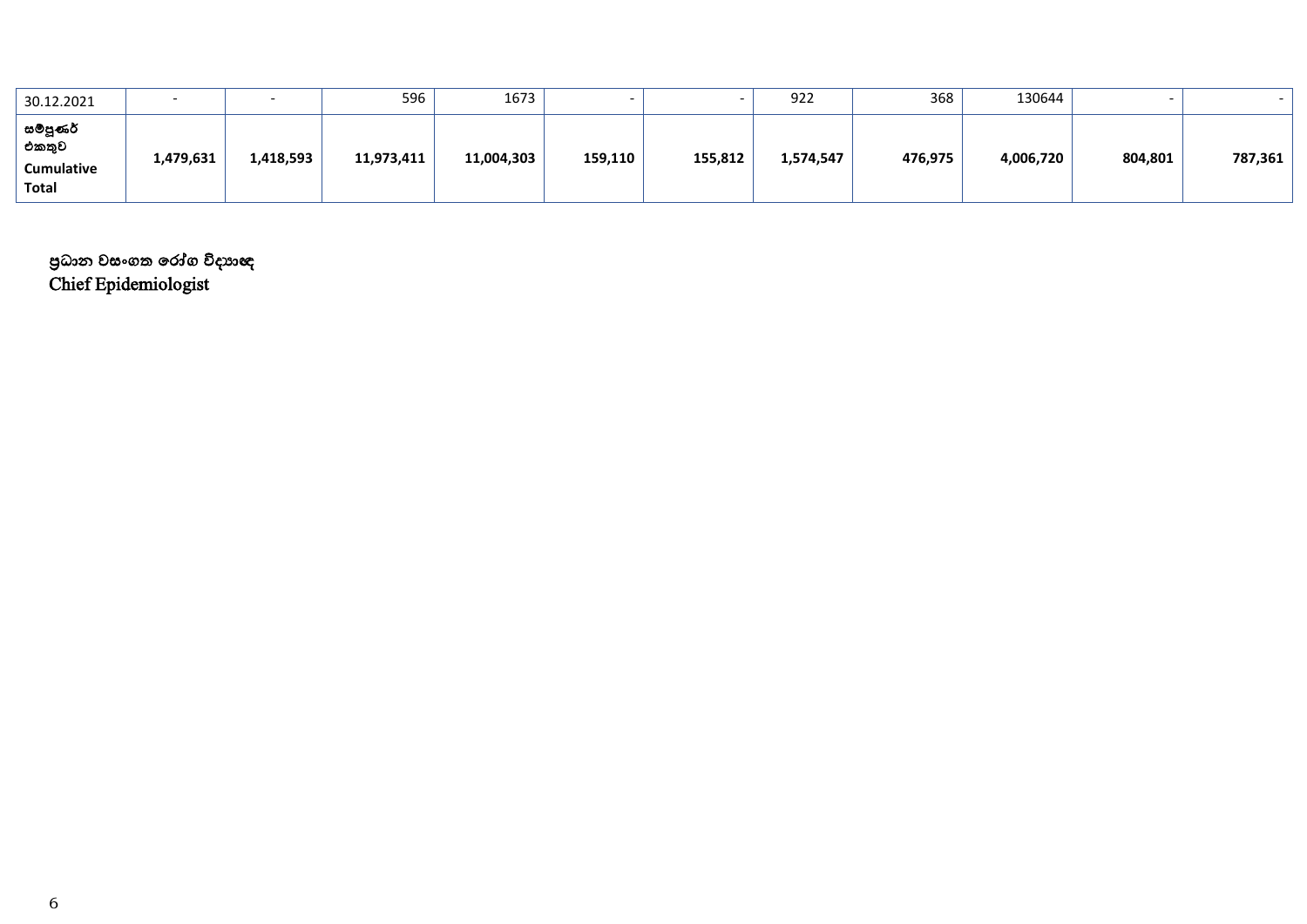| | | | | | | | | | | | |
|---|---|---|---|---|---|---|---|---|---|---|---|
| 30.12.2021 | - | - | 596 | 1673 | - | - | 922 | 368 | 130644 | - | - |
| **සම්පූර්ණ එකතුව Cumulative Total** | **1,479,631** | **1,418,593** | **11,973,411** | **11,004,303** | **159,110** | **155,812** | **1,574,547** | **476,975** | **4,006,720** | **804,801** | **787,361** |

ප්‍රධාන වසංගත රෝග විද්‍යාඥ
Chief Epidemiologist